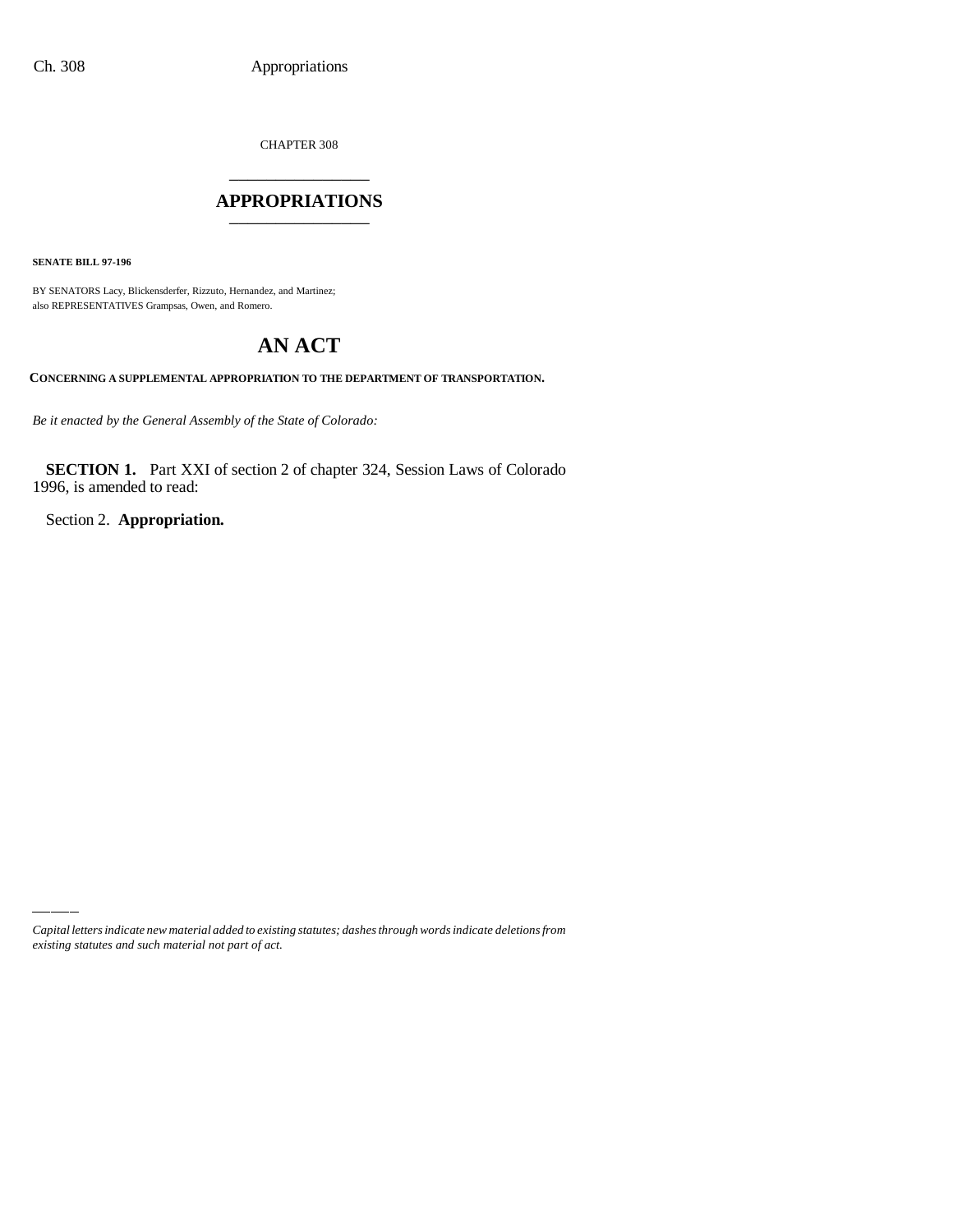CHAPTER 308

# APPROPRIATIONS

**SENATE BILL 97-196**

BY SENATORS Lacy, Blickensderfer, Rizzuto, Hernandez, and Martinez;
also REPRESENTATIVES Grampsas, Owen, and Romero.

# AN ACT

**CONCERNING A SUPPLEMENTAL APPROPRIATION TO THE DEPARTMENT OF TRANSPORTATION.**

*Be it enacted by the General Assembly of the State of Colorado:*

**SECTION 1.** Part XXI of section 2 of chapter 324, Session Laws of Colorado 1996, is amended to read:

Section 2. **Appropriation.**

*Capital letters indicate new material added to existing statutes; dashes through words indicate deletions from existing statutes and such material not part of act.*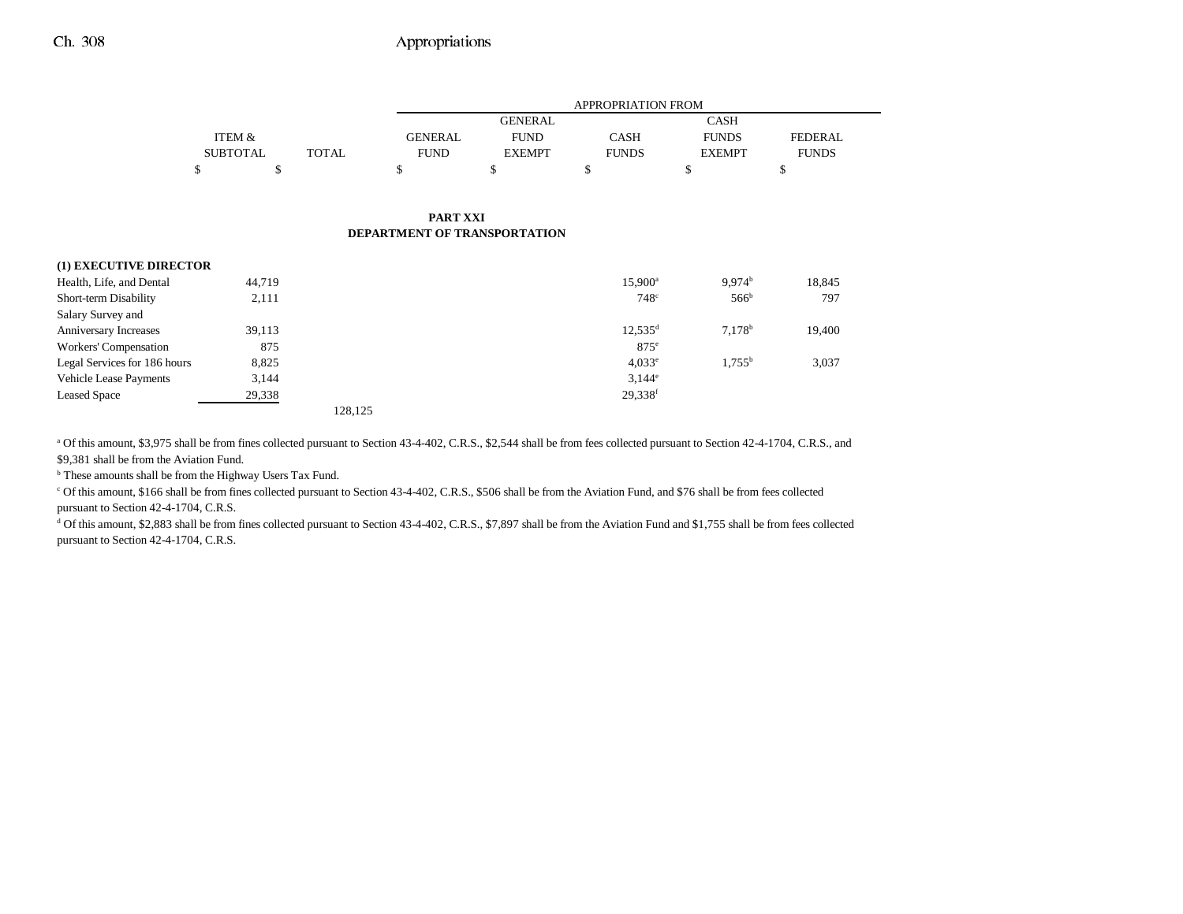| | ITEM & SUBTOTAL | TOTAL | APPROPRIATION FROM GENERAL FUND | GENERAL FUND EXEMPT | CASH FUNDS | CASH FUNDS EXEMPT | FEDERAL FUNDS |
|---|---|---|---|---|---|---|---|
| | $ | $ | $ | $ | $ | $ | $ |

## PART XXI
## DEPARTMENT OF TRANSPORTATION

| | ITEM & SUBTOTAL | TOTAL | GENERAL FUND | GENERAL FUND EXEMPT | CASH FUNDS | CASH FUNDS EXEMPT | FEDERAL FUNDS |
|---|---|---|---|---|---|---|---|
| **(1) EXECUTIVE DIRECTOR** | | | | | | | |
| Health, Life, and Dental | 44,719 | | | | 15,900[a] | 9,974[b] | 18,845 |
| Short-term Disability | 2,111 | | | | 748[c] | 566[b] | 797 |
| Salary Survey and Anniversary Increases | 39,113 | | | | 12,535[d] | 7,178[b] | 19,400 |
| Workers' Compensation | 875 | | | | 875[e] | | |
| Legal Services for 186 hours | 8,825 | | | | 4,033[e] | 1,755[b] | 3,037 |
| Vehicle Lease Payments | 3,144 | | | | 3,144[e] | | |
| Leased Space | 29,338 | | | | 29,338[f] | | |
| | | 128,125 | | | | | |

[a] Of this amount, $3,975 shall be from fines collected pursuant to Section 43-4-402, C.R.S., $2,544 shall be from fees collected pursuant to Section 42-4-1704, C.R.S., and $9,381 shall be from the Aviation Fund.

[b] These amounts shall be from the Highway Users Tax Fund.

[c] Of this amount, $166 shall be from fines collected pursuant to Section 43-4-402, C.R.S., $506 shall be from the Aviation Fund, and $76 shall be from fees collected pursuant to Section 42-4-1704, C.R.S.

[d] Of this amount, $2,883 shall be from fines collected pursuant to Section 43-4-402, C.R.S., $7,897 shall be from the Aviation Fund and $1,755 shall be from fees collected pursuant to Section 42-4-1704, C.R.S.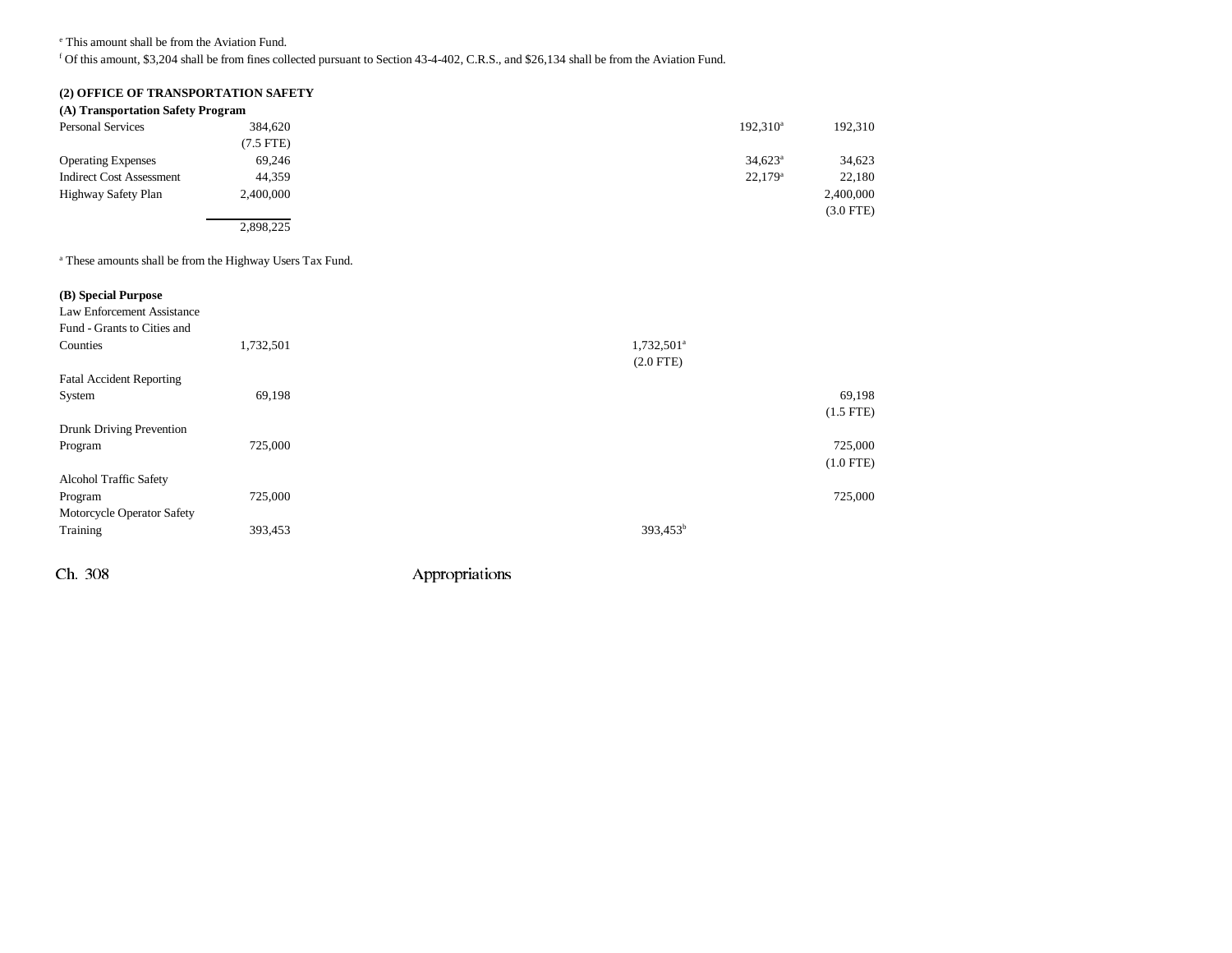[e] This amount shall be from the Aviation Fund.

[f] Of this amount, $3,204 shall be from fines collected pursuant to Section 43-4-402, C.R.S., and $26,134 shall be from the Aviation Fund.

**(2) OFFICE OF TRANSPORTATION SAFETY**

**(A) Transportation Safety Program**

| | Total | | | | |
|---|---|---|---|---|---|
| Personal Services | 384,620<br>(7.5 FTE) | | | 192,310[a] | 192,310 |
| Operating Expenses | 69,246 | | | 34,623[a] | 34,623 |
| Indirect Cost Assessment | 44,359 | | | 22,179[a] | 22,180 |
| Highway Safety Plan | 2,400,000 | | | | 2,400,000<br>(3.0 FTE) |
| | 2,898,225 | | | | |

[a] These amounts shall be from the Highway Users Tax Fund.

**(B) Special Purpose**

| | Total | | | | |
|---|---|---|---|---|---|
| Law Enforcement Assistance Fund - Grants to Cities and Counties | 1,732,501 | | 1,732,501[a]<br>(2.0 FTE) | | |
| Fatal Accident Reporting System | 69,198 | | | | 69,198<br>(1.5 FTE) |
| Drunk Driving Prevention Program | 725,000 | | | | 725,000<br>(1.0 FTE) |
| Alcohol Traffic Safety Program | 725,000 | | | | 725,000 |
| Motorcycle Operator Safety Training | 393,453 | | 393,453[b] | | |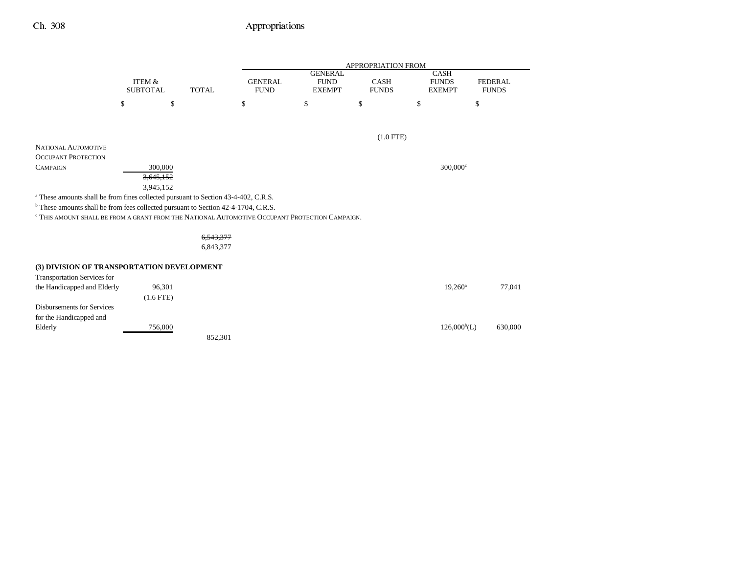| | ITEM & SUBTOTAL | TOTAL | GENERAL FUND | GENERAL FUND EXEMPT | CASH FUNDS | CASH FUNDS EXEMPT | FEDERAL FUNDS |
|---|---|---|---|---|---|---|---|
| | $ | $ | $ | $ | $ | $ | $ |
| | | | | | (1.0 FTE) | | |
| NATIONAL AUTOMOTIVE OCCUPANT PROTECTION CAMPAIGN | 300,000 | | | | | 300,000[c] | |
| | ~~3,645,152~~ | | | | | | |
| | 3,945,152 | | | | | | |

[a] These amounts shall be from fines collected pursuant to Section 43-4-402, C.R.S.

[b] These amounts shall be from fees collected pursuant to Section 42-4-1704, C.R.S.

[c] THIS AMOUNT SHALL BE FROM A GRANT FROM THE NATIONAL AUTOMOTIVE OCCUPANT PROTECTION CAMPAIGN.

| | ITEM & SUBTOTAL | TOTAL | GENERAL FUND | GENERAL FUND EXEMPT | CASH FUNDS | CASH FUNDS EXEMPT | FEDERAL FUNDS |
|---|---|---|---|---|---|---|---|
| | | ~~6,543,377~~ | | | | | |
| | | 6,843,377 | | | | | |
| **(3) DIVISION OF TRANSPORTATION DEVELOPMENT** | | | | | | | |
| Transportation Services for the Handicapped and Elderly | 96,301 | | | | | 19,260[a] | 77,041 |
| | (1.6 FTE) | | | | | | |
| Disbursements for Services for the Handicapped and Elderly | 756,000 | | | | | 126,000[b](L) | 630,000 |
| | | 852,301 | | | | | |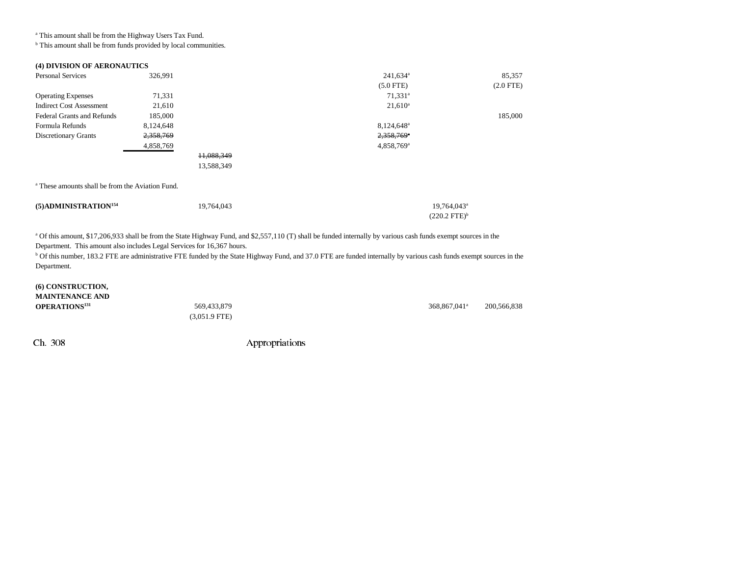[a] This amount shall be from the Highway Users Tax Fund.
[b] This amount shall be from funds provided by local communities.

| | | | | | | |
|---|---|---|---|---|---|---|
| **(4) DIVISION OF AERONAUTICS** | | | | | | |
| Personal Services | 326,991 | | 241,634[a] | | | 85,357 |
| | | | (5.0 FTE) | | | (2.0 FTE) |
| Operating Expenses | 71,331 | | 71,331[a] | | | |
| Indirect Cost Assessment | 21,610 | | 21,610[a] | | | |
| Federal Grants and Refunds | 185,000 | | | | | 185,000 |
| Formula Refunds | 8,124,648 | | 8,124,648[a] | | | |
| Discretionary Grants | ~~2,358,769~~ | | ~~2,358,769[a]~~ | | | |
| | 4,858,769 | | 4,858,769[a] | | | |
| | | ~~11,088,349~~ | | | | |
| | | 13,588,349 | | | | |

[a] These amounts shall be from the Aviation Fund.

| | | | | | |
|---|---|---|---|---|---|
| **(5)ADMINISTRATION[154]** | 19,764,043 | | | 19,764,043[a] | |
| | | | | (220.2 FTE)[b] | |

[a] Of this amount, $17,206,933 shall be from the State Highway Fund, and $2,557,110 (T) shall be funded internally by various cash funds exempt sources in the Department. This amount also includes Legal Services for 16,367 hours.
[b] Of this number, 183.2 FTE are administrative FTE funded by the State Highway Fund, and 37.0 FTE are funded internally by various cash funds exempt sources in the Department.

| | | | | | |
|---|---|---|---|---|---|
| **(6) CONSTRUCTION, MAINTENANCE AND OPERATIONS[131]** | 569,433,879 | | | 368,867,041[a] | 200,566,838 |
| | (3,051.9 FTE) | | | | |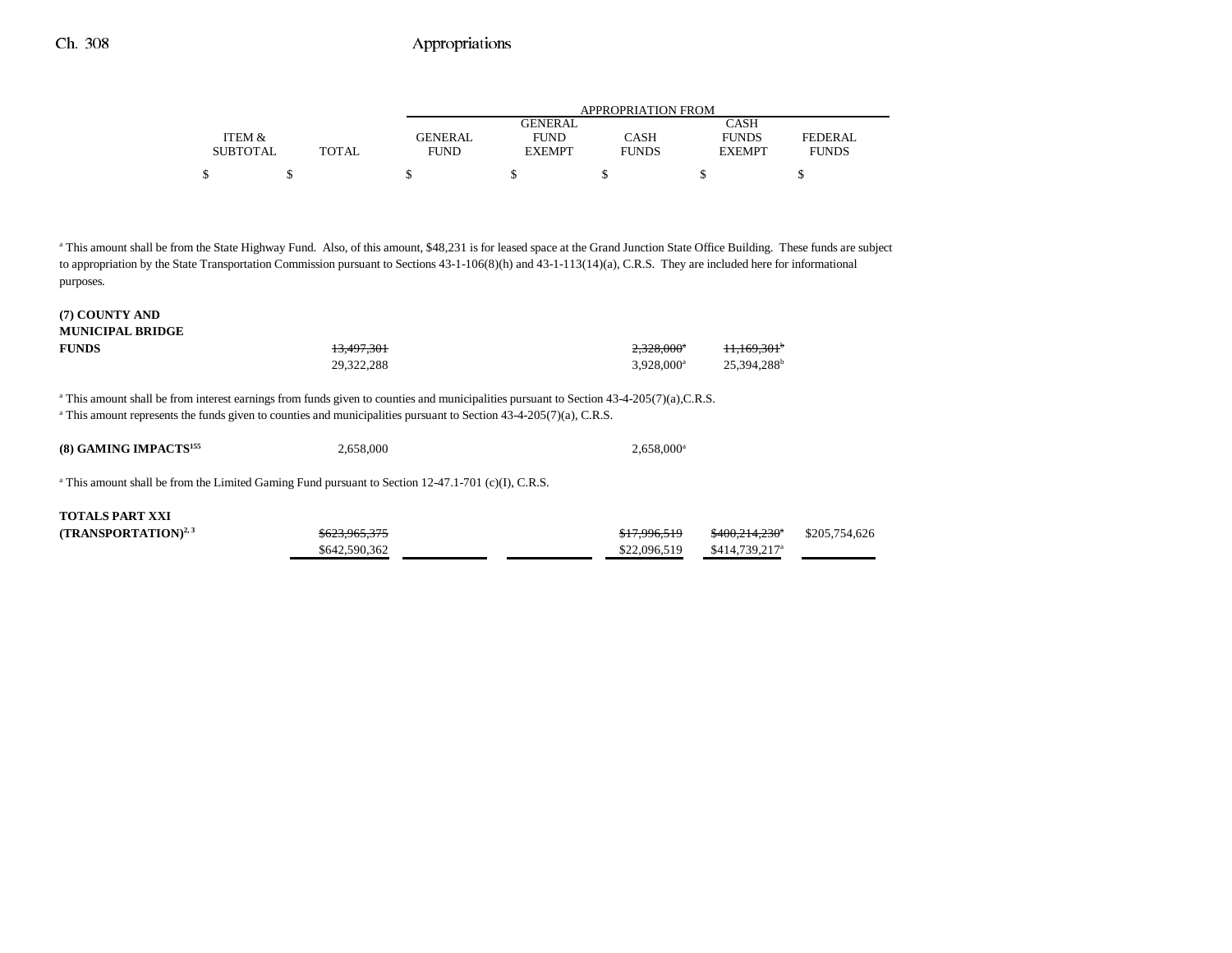| | ITEM & SUBTOTAL | TOTAL | APPROPRIATION FROM GENERAL FUND | GENERAL FUND EXEMPT | CASH FUNDS | CASH FUNDS EXEMPT | FEDERAL FUNDS |
|---|---|---|---|---|---|---|---|
| | $ | $ | $ | $ | $ | $ | $ |

[a] This amount shall be from the State Highway Fund. Also, of this amount, $48,231 is for leased space at the Grand Junction State Office Building. These funds are subject to appropriation by the State Transportation Commission pursuant to Sections 43-1-106(8)(h) and 43-1-113(14)(a), C.R.S. They are included here for informational purposes.

| | ITEM & SUBTOTAL | TOTAL | GENERAL FUND | GENERAL FUND EXEMPT | CASH FUNDS | CASH FUNDS EXEMPT | FEDERAL FUNDS |
|---|---|---|---|---|---|---|---|
| **(7) COUNTY AND MUNICIPAL BRIDGE FUNDS** | | ~~13,497,301~~ 29,322,288 | | | ~~2,328,000[a]~~ 3,928,000[a] | ~~11,169,301[b]~~ 25,394,288[b] | |

[a] This amount shall be from interest earnings from funds given to counties and municipalities pursuant to Section 43-4-205(7)(a),C.R.S.
[a] This amount represents the funds given to counties and municipalities pursuant to Section 43-4-205(7)(a), C.R.S.

| | ITEM & SUBTOTAL | TOTAL | GENERAL FUND | GENERAL FUND EXEMPT | CASH FUNDS | CASH FUNDS EXEMPT | FEDERAL FUNDS |
|---|---|---|---|---|---|---|---|
| **(8) GAMING IMPACTS[155]** | | 2,658,000 | | | 2,658,000[a] | | |

[a] This amount shall be from the Limited Gaming Fund pursuant to Section 12-47.1-701 (c)(I), C.R.S.

| | ITEM & SUBTOTAL | TOTAL | GENERAL FUND | GENERAL FUND EXEMPT | CASH FUNDS | CASH FUNDS EXEMPT | FEDERAL FUNDS |
|---|---|---|---|---|---|---|---|
| **TOTALS PART XXI (TRANSPORTATION)[2, 3]** | | ~~$623,965,375~~ $642,590,362 | | | ~~$17,996,519~~ $22,096,519 | ~~$400,214,230[a]~~ $414,739,217[a] | $205,754,626 |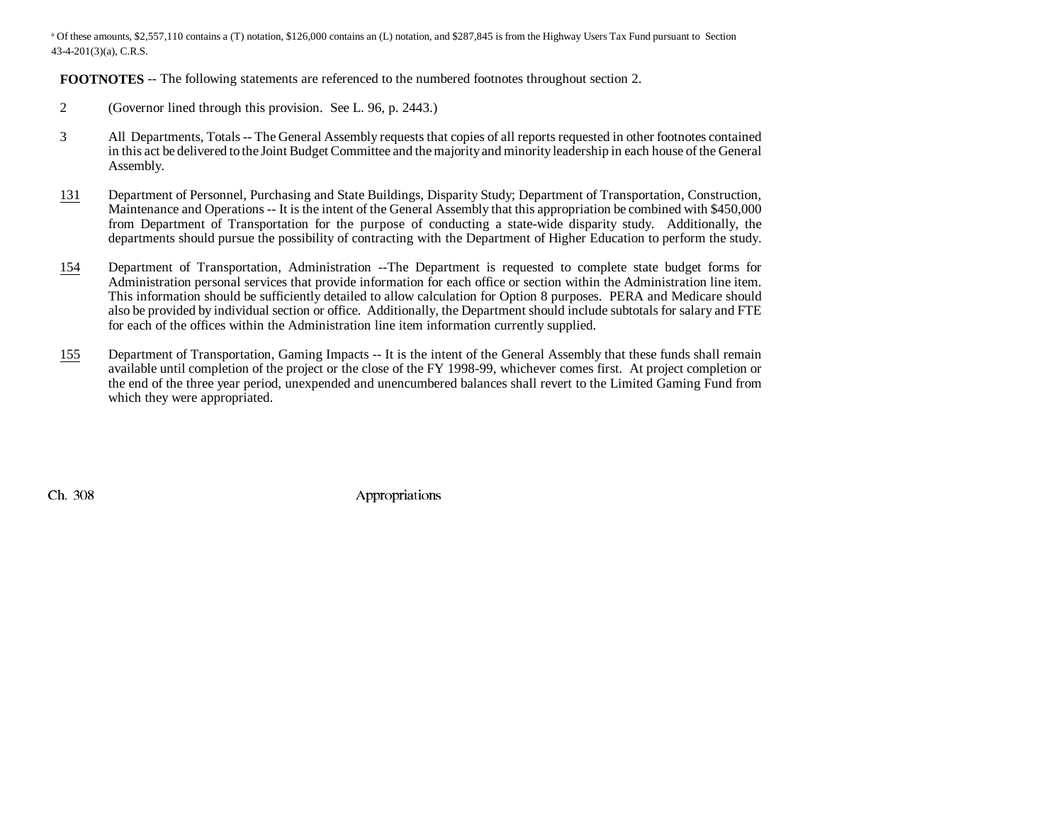[a] Of these amounts, $2,557,110 contains a (T) notation, $126,000 contains an (L) notation, and $287,845 is from the Highway Users Tax Fund pursuant to Section 43-4-201(3)(a), C.R.S.

**FOOTNOTES** -- The following statements are referenced to the numbered footnotes throughout section 2.

2 (Governor lined through this provision. See L. 96, p. 2443.)

3 All Departments, Totals -- The General Assembly requests that copies of all reports requested in other footnotes contained in this act be delivered to the Joint Budget Committee and the majority and minority leadership in each house of the General Assembly.

131 Department of Personnel, Purchasing and State Buildings, Disparity Study; Department of Transportation, Construction, Maintenance and Operations -- It is the intent of the General Assembly that this appropriation be combined with $450,000 from Department of Transportation for the purpose of conducting a state-wide disparity study. Additionally, the departments should pursue the possibility of contracting with the Department of Higher Education to perform the study.

154 Department of Transportation, Administration --The Department is requested to complete state budget forms for Administration personal services that provide information for each office or section within the Administration line item. This information should be sufficiently detailed to allow calculation for Option 8 purposes. PERA and Medicare should also be provided by individual section or office. Additionally, the Department should include subtotals for salary and FTE for each of the offices within the Administration line item information currently supplied.

155 Department of Transportation, Gaming Impacts -- It is the intent of the General Assembly that these funds shall remain available until completion of the project or the close of the FY 1998-99, whichever comes first. At project completion or the end of the three year period, unexpended and unencumbered balances shall revert to the Limited Gaming Fund from which they were appropriated.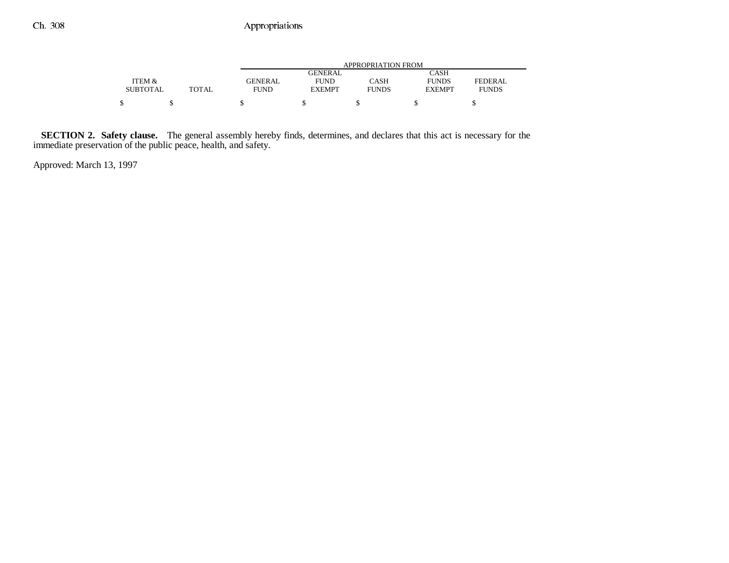| | | | APPROPRIATION FROM | | | | |
|---|---|---|---|---|---|---|---|
| | ITEM & SUBTOTAL | TOTAL | GENERAL FUND | GENERAL FUND EXEMPT | CASH FUNDS | CASH FUNDS EXEMPT | FEDERAL FUNDS |
| | $ | $ | $ | $ | $ | $ | $ |

**SECTION 2. Safety clause.** The general assembly hereby finds, determines, and declares that this act is necessary for the immediate preservation of the public peace, health, and safety.

Approved: March 13, 1997